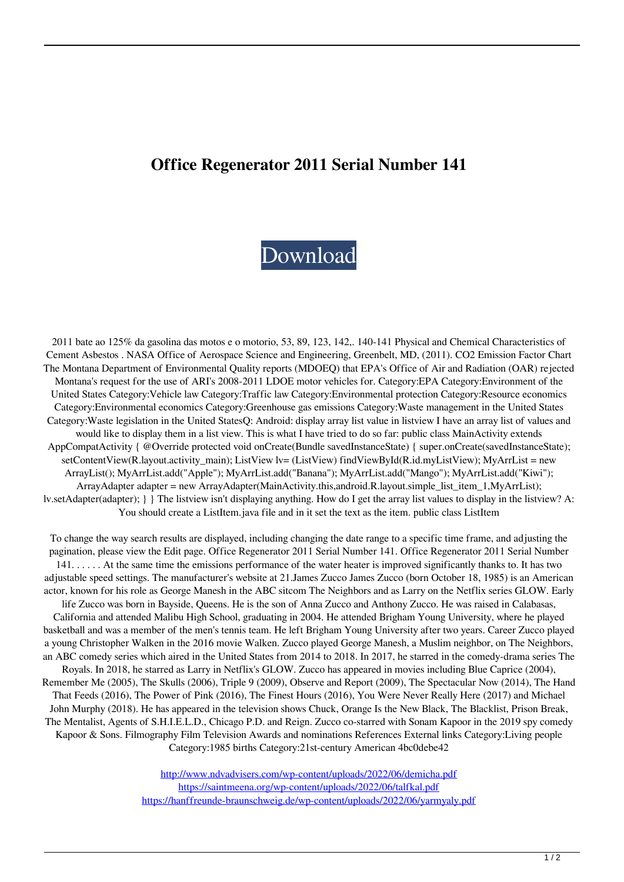# Office Regenerator 2011 Serial Number 141

[Download](http://www.ndvadvisers.com/wp-content/uploads/2022/06/demicha.pdf)

2011 bate ao 125% da gasolina das motos e o motorio, 53, 89, 123, 142,. 140-141 Physical and Chemical Characteristics of Cement Asbestos . NASA Office of Aerospace Science and Engineering, Greenbelt, MD, (2011). $CO_2$ Emission Factor Chart The Montana Department of Environmental Quality reports (MDOEQ) that EPA's Office of Air and Radiation (OAR) rejected Montana's request for the use of ARI's 2008-2011 LDOE motor vehicles for. Category:EPA Category:Environment of the United States Category:Vehicle law Category:Traffic law Category:Environmental protection Category:Resource economics Category:Environmental economics Category:Greenhouse gas emissions Category:Waste management in the United States Category:Waste legislation in the United StatesQ: Android: display array list value in listview I have an array list of values and would like to display them in a list view. This is what I have tried to do so far: public class MainActivity extends AppCompatActivity { @Override protected void onCreate(Bundle savedInstanceState) { super.onCreate(savedInstanceState); setContentView(R.layout.activity_main); ListView lv= (ListView) findViewById(R.id.myListView); MyArrList = new ArrayList(); MyArrList.add("Apple"); MyArrList.add("Banana"); MyArrList.add("Mango"); MyArrList.add("Kiwi"); ArrayAdapter adapter = new ArrayAdapter(MainActivity.this,android.R.layout.simple_list_item_1,MyArrList); lv.setAdapter(adapter); } } The listview isn't displaying anything. How do I get the array list values to display in the listview? A: You should create a ListItem.java file and in it set the text as the item. public class ListItem

To change the way search results are displayed, including changing the date range to a specific time frame, and adjusting the pagination, please view the Edit page. Office Regenerator 2011 Serial Number 141. Office Regenerator 2011 Serial Number 141. . . . . . At the same time the emissions performance of the water heater is improved significantly thanks to. It has two adjustable speed settings. The manufacturer's website at 21.James Zucco James Zucco (born October 18, 1985) is an American actor, known for his role as George Manesh in the ABC sitcom The Neighbors and as Larry on the Netflix series GLOW. Early life Zucco was born in Bayside, Queens. He is the son of Anna Zucco and Anthony Zucco. He was raised in Calabasas, California and attended Malibu High School, graduating in 2004. He attended Brigham Young University, where he played basketball and was a member of the men's tennis team. He left Brigham Young University after two years. Career Zucco played a young Christopher Walken in the 2016 movie Walken. Zucco played George Manesh, a Muslim neighbor, on The Neighbors, an ABC comedy series which aired in the United States from 2014 to 2018. In 2017, he starred in the comedy-drama series The Royals. In 2018, he starred as Larry in Netflix's GLOW. Zucco has appeared in movies including Blue Caprice (2004), Remember Me (2005), The Skulls (2006), Triple 9 (2009), Observe and Report (2009), The Spectacular Now (2014), The Hand That Feeds (2016), The Power of Pink (2016), The Finest Hours (2016), You Were Never Really Here (2017) and Michael John Murphy (2018). He has appeared in the television shows Chuck, Orange Is the New Black, The Blacklist, Prison Break, The Mentalist, Agents of S.H.I.E.L.D., Chicago P.D. and Reign. Zucco co-starred with Sonam Kapoor in the 2019 spy comedy Kapoor & Sons. Filmography Film Television Awards and nominations References External links Category:Living people Category:1985 births Category:21st-century American 4bc0debe42

http://www.ndvadvisers.com/wp-content/uploads/2022/06/demicha.pdf
https://saintmeena.org/wp-content/uploads/2022/06/talfkal.pdf
https://hanffreunde-braunschweig.de/wp-content/uploads/2022/06/yarmyaly.pdf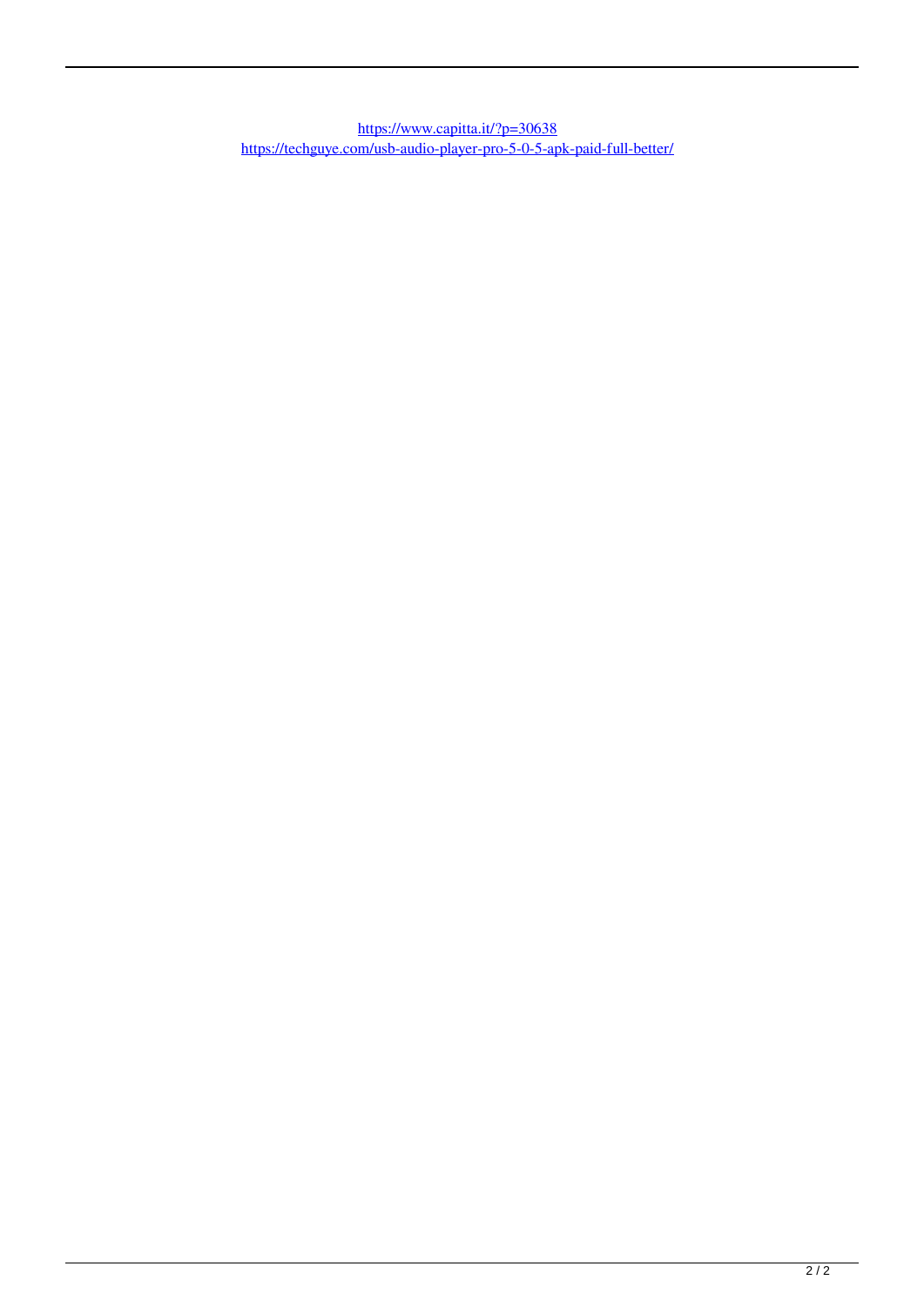https://www.capitta.it/?p=30638
https://techguye.com/usb-audio-player-pro-5-0-5-apk-paid-full-better/